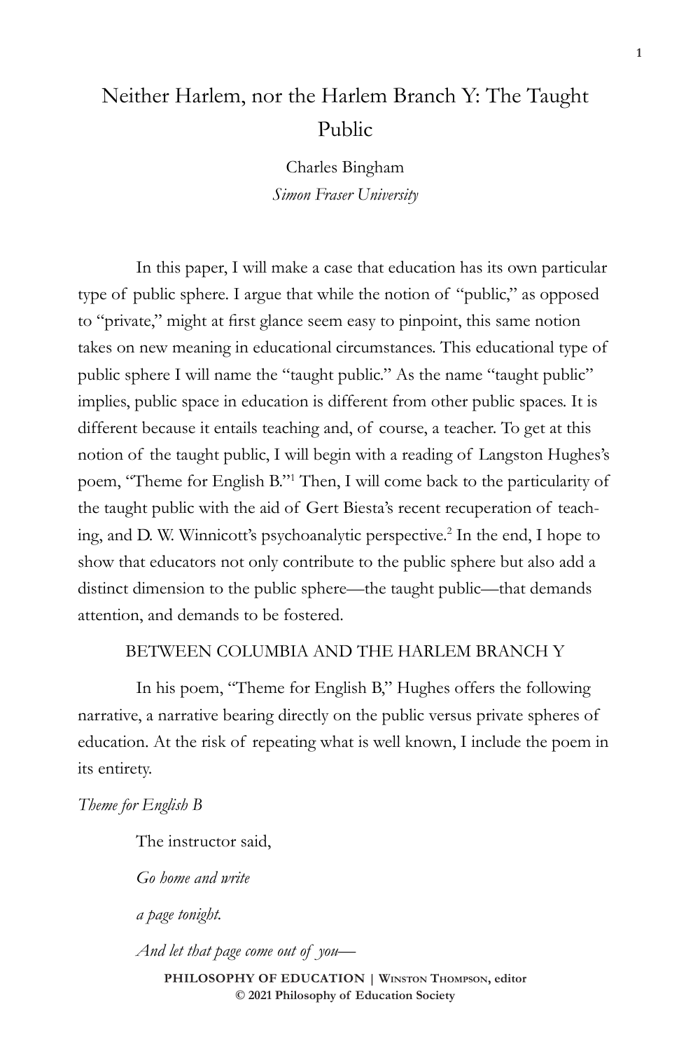# Neither Harlem, nor the Harlem Branch Y: The Taught Public

Charles Bingham
*Simon Fraser University*

In this paper, I will make a case that education has its own particular type of public sphere. I argue that while the notion of "public," as opposed to "private," might at first glance seem easy to pinpoint, this same notion takes on new meaning in educational circumstances. This educational type of public sphere I will name the "taught public." As the name "taught public" implies, public space in education is different from other public spaces. It is different because it entails teaching and, of course, a teacher. To get at this notion of the taught public, I will begin with a reading of Langston Hughes's poem, "Theme for English B."[1] Then, I will come back to the particularity of the taught public with the aid of Gert Biesta's recent recuperation of teaching, and D. W. Winnicott's psychoanalytic perspective.[2] In the end, I hope to show that educators not only contribute to the public sphere but also add a distinct dimension to the public sphere—the taught public—that demands attention, and demands to be fostered.

## BETWEEN COLUMBIA AND THE HARLEM BRANCH Y

In his poem, "Theme for English B," Hughes offers the following narrative, a narrative bearing directly on the public versus private spheres of education. At the risk of repeating what is well known, I include the poem in its entirety.

*Theme for English B*

The instructor said,

*Go home and write*

*a page tonight.*

*And let that page come out of you—*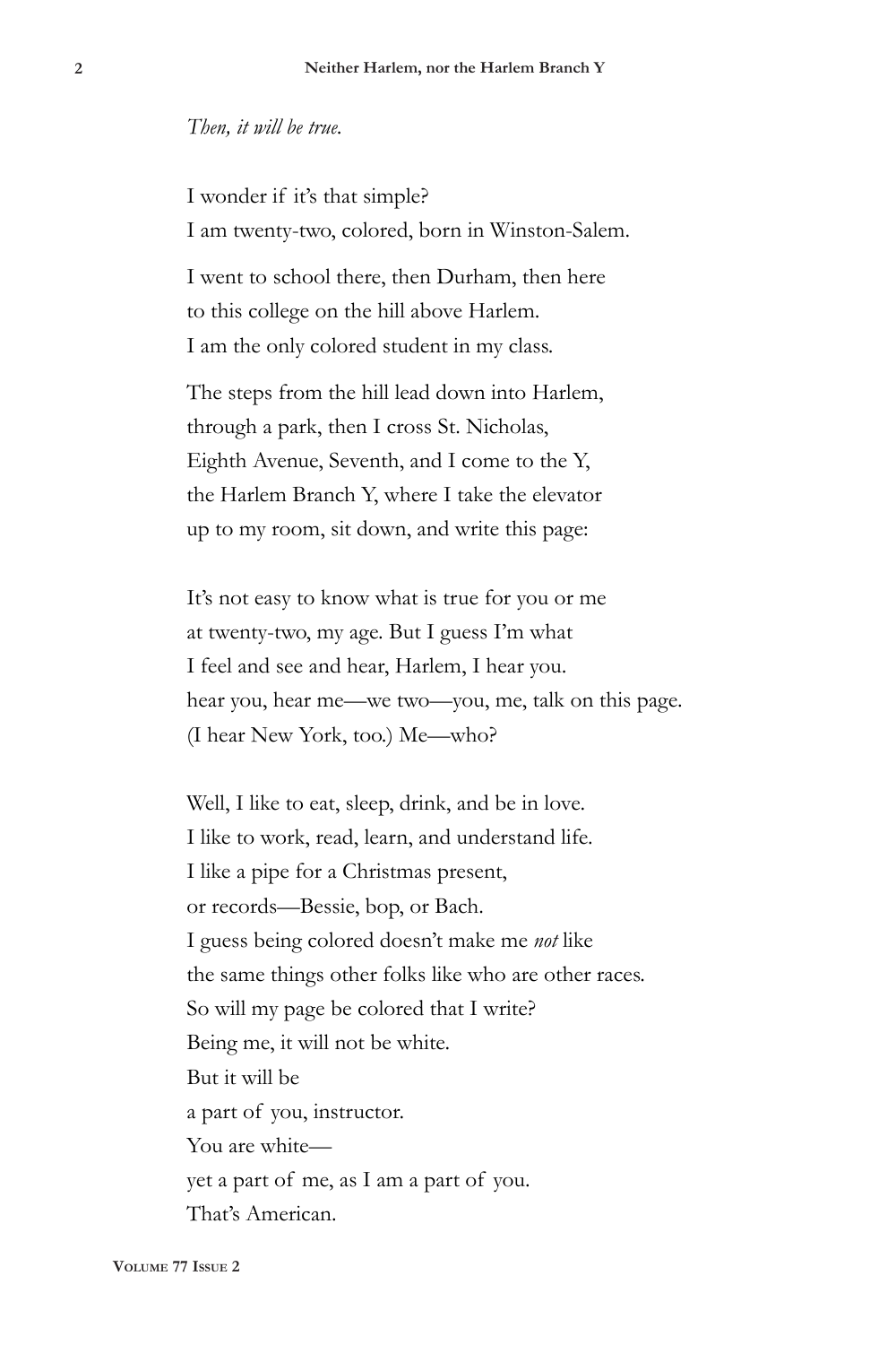*Then, it will be true.*

I wonder if it's that simple?
I am twenty-two, colored, born in Winston-Salem.

I went to school there, then Durham, then here
to this college on the hill above Harlem.
I am the only colored student in my class.

The steps from the hill lead down into Harlem,
through a park, then I cross St. Nicholas,
Eighth Avenue, Seventh, and I come to the Y,
the Harlem Branch Y, where I take the elevator
up to my room, sit down, and write this page:

It's not easy to know what is true for you or me
at twenty-two, my age. But I guess I'm what
I feel and see and hear, Harlem, I hear you.
hear you, hear me—we two—you, me, talk on this page.
(I hear New York, too.) Me—who?

Well, I like to eat, sleep, drink, and be in love.
I like to work, read, learn, and understand life.
I like a pipe for a Christmas present,
or records—Bessie, bop, or Bach.
I guess being colored doesn't make me *not* like
the same things other folks like who are other races.
So will my page be colored that I write?
Being me, it will not be white.
But it will be
a part of you, instructor.
You are white—
yet a part of me, as I am a part of you.
That's American.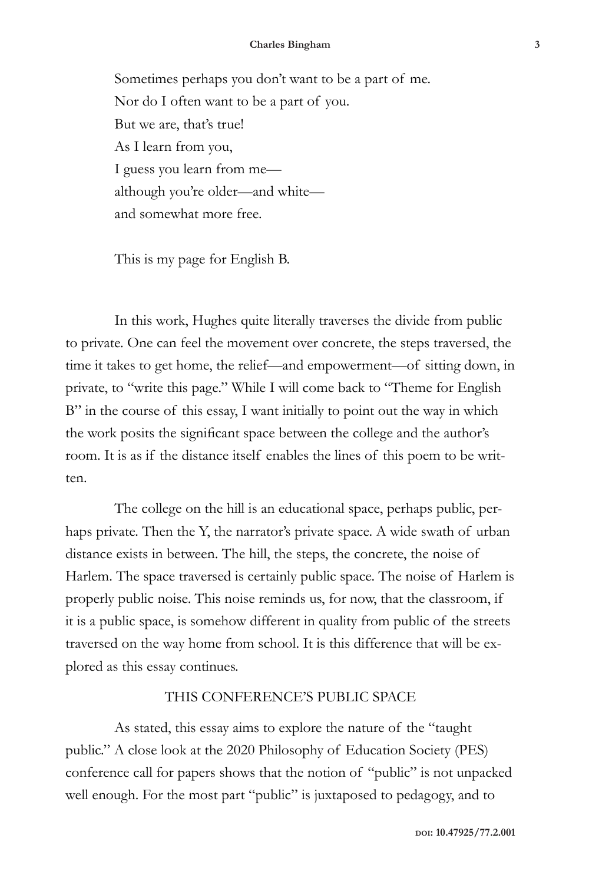Sometimes perhaps you don't want to be a part of me.
Nor do I often want to be a part of you.
But we are, that's true!
As I learn from you,
I guess you learn from me—
although you're older—and white—
and somewhat more free.

This is my page for English B.

In this work, Hughes quite literally traverses the divide from public to private. One can feel the movement over concrete, the steps traversed, the time it takes to get home, the relief—and empowerment—of sitting down, in private, to "write this page." While I will come back to "Theme for English B" in the course of this essay, I want initially to point out the way in which the work posits the significant space between the college and the author's room. It is as if the distance itself enables the lines of this poem to be written.

The college on the hill is an educational space, perhaps public, perhaps private. Then the Y, the narrator's private space. A wide swath of urban distance exists in between. The hill, the steps, the concrete, the noise of Harlem. The space traversed is certainly public space. The noise of Harlem is properly public noise. This noise reminds us, for now, that the classroom, if it is a public space, is somehow different in quality from public of the streets traversed on the way home from school. It is this difference that will be explored as this essay continues.

## THIS CONFERENCE'S PUBLIC SPACE

As stated, this essay aims to explore the nature of the "taught public." A close look at the 2020 Philosophy of Education Society (PES) conference call for papers shows that the notion of "public" is not unpacked well enough. For the most part "public" is juxtaposed to pedagogy, and to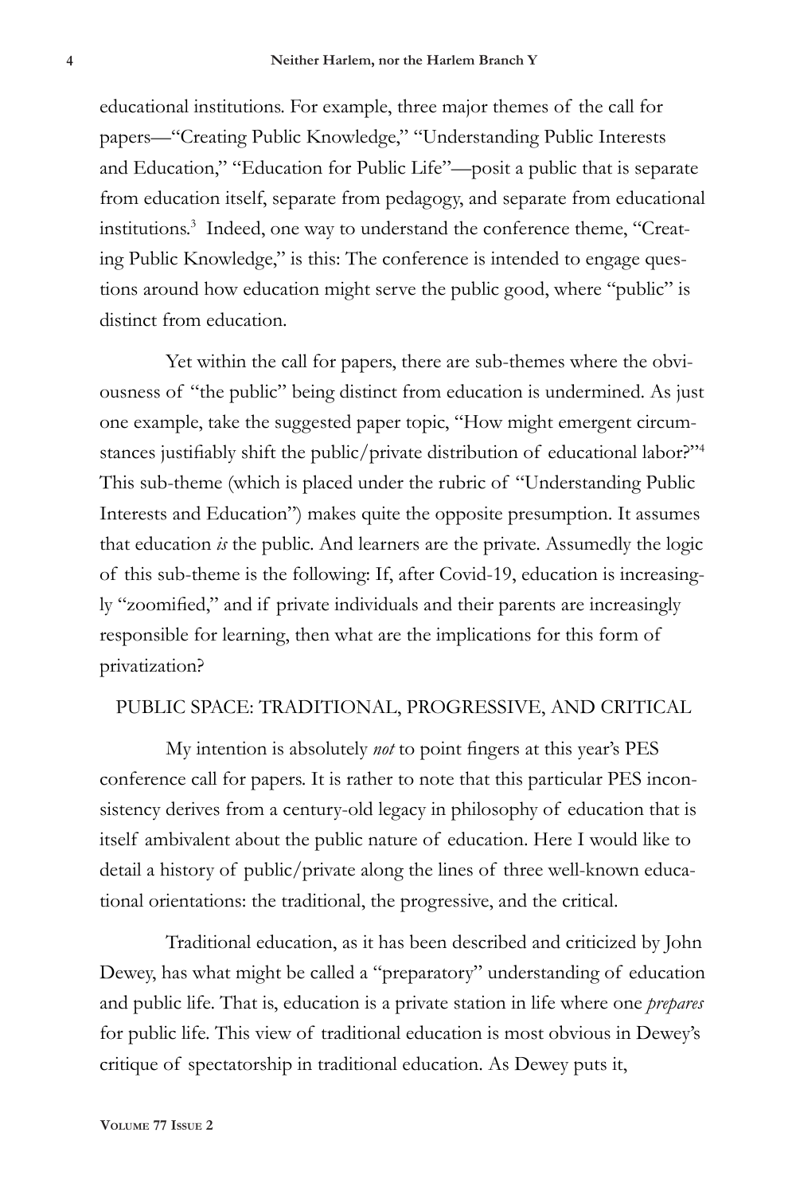educational institutions. For example, three major themes of the call for papers—"Creating Public Knowledge," "Understanding Public Interests and Education," "Education for Public Life"—posit a public that is separate from education itself, separate from pedagogy, and separate from educational institutions.[3] Indeed, one way to understand the conference theme, "Creating Public Knowledge," is this: The conference is intended to engage questions around how education might serve the public good, where "public" is distinct from education.

Yet within the call for papers, there are sub-themes where the obviousness of "the public" being distinct from education is undermined. As just one example, take the suggested paper topic, "How might emergent circumstances justifiably shift the public/private distribution of educational labor?"[4] This sub-theme (which is placed under the rubric of "Understanding Public Interests and Education") makes quite the opposite presumption. It assumes that education *is* the public. And learners are the private. Assumedly the logic of this sub-theme is the following: If, after Covid-19, education is increasingly "zoomified," and if private individuals and their parents are increasingly responsible for learning, then what are the implications for this form of privatization?

## PUBLIC SPACE: TRADITIONAL, PROGRESSIVE, AND CRITICAL

My intention is absolutely *not* to point fingers at this year's PES conference call for papers. It is rather to note that this particular PES inconsistency derives from a century-old legacy in philosophy of education that is itself ambivalent about the public nature of education. Here I would like to detail a history of public/private along the lines of three well-known educational orientations: the traditional, the progressive, and the critical.

Traditional education, as it has been described and criticized by John Dewey, has what might be called a "preparatory" understanding of education and public life. That is, education is a private station in life where one *prepares* for public life. This view of traditional education is most obvious in Dewey's critique of spectatorship in traditional education. As Dewey puts it,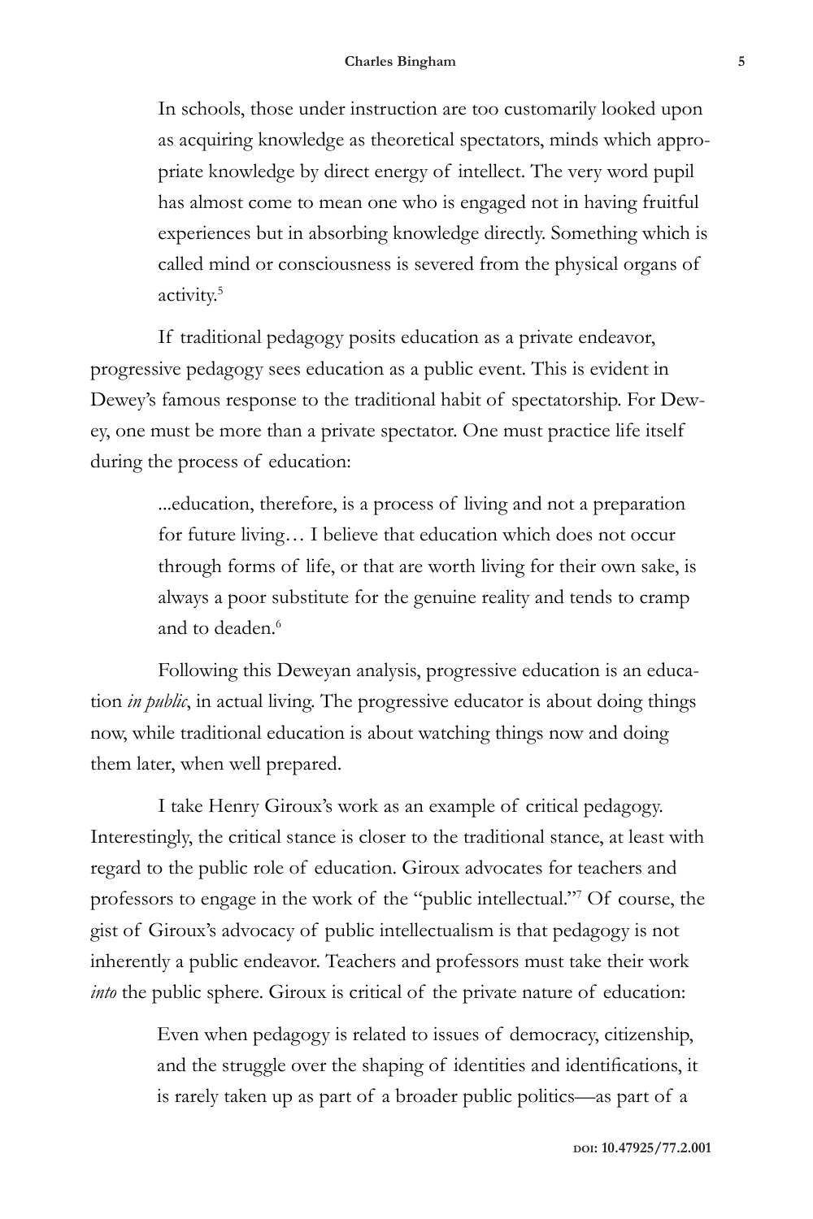> In schools, those under instruction are too customarily looked upon as acquiring knowledge as theoretical spectators, minds which appropriate knowledge by direct energy of intellect. The very word pupil has almost come to mean one who is engaged not in having fruitful experiences but in absorbing knowledge directly. Something which is called mind or consciousness is severed from the physical organs of activity.[5]

If traditional pedagogy posits education as a private endeavor, progressive pedagogy sees education as a public event. This is evident in Dewey's famous response to the traditional habit of spectatorship. For Dewey, one must be more than a private spectator. One must practice life itself during the process of education:

> ...education, therefore, is a process of living and not a preparation for future living… I believe that education which does not occur through forms of life, or that are worth living for their own sake, is always a poor substitute for the genuine reality and tends to cramp and to deaden.[6]

Following this Deweyan analysis, progressive education is an education *in public*, in actual living. The progressive educator is about doing things now, while traditional education is about watching things now and doing them later, when well prepared.

I take Henry Giroux's work as an example of critical pedagogy. Interestingly, the critical stance is closer to the traditional stance, at least with regard to the public role of education. Giroux advocates for teachers and professors to engage in the work of the "public intellectual."[7] Of course, the gist of Giroux's advocacy of public intellectualism is that pedagogy is not inherently a public endeavor. Teachers and professors must take their work *into* the public sphere. Giroux is critical of the private nature of education:

> Even when pedagogy is related to issues of democracy, citizenship, and the struggle over the shaping of identities and identifications, it is rarely taken up as part of a broader public politics—as part of a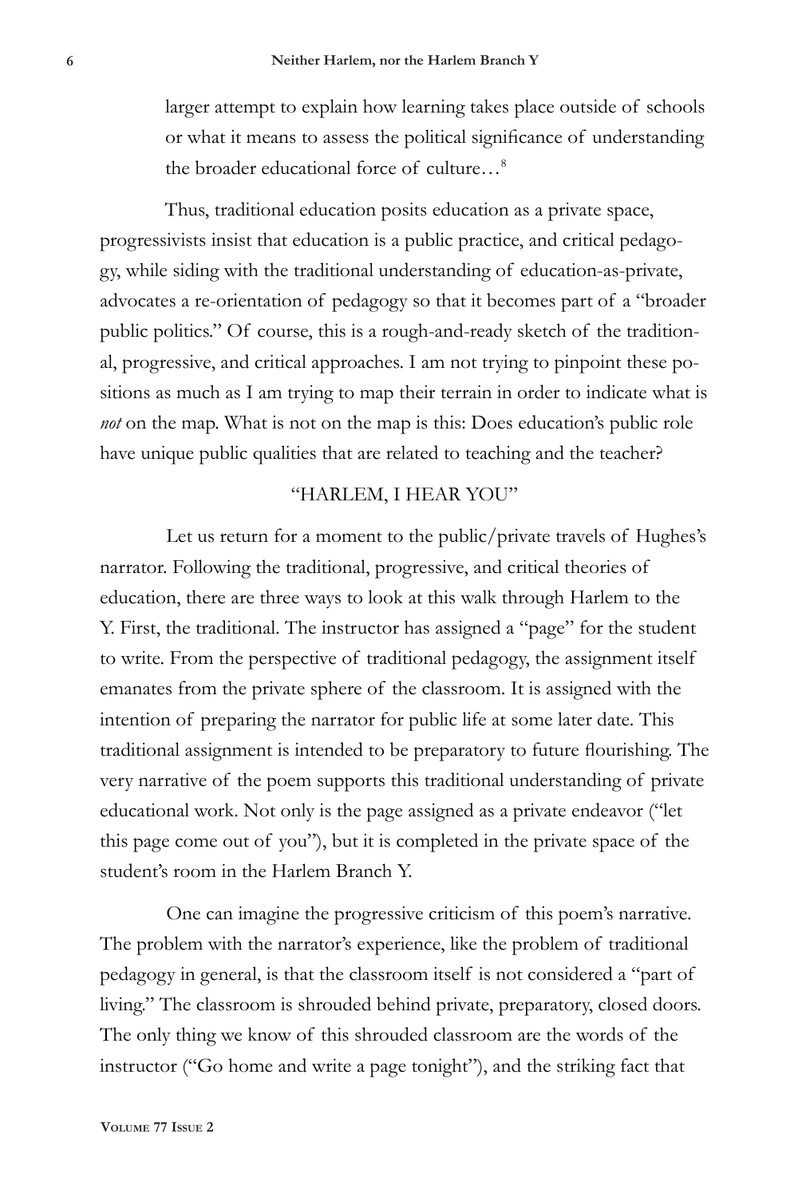larger attempt to explain how learning takes place outside of schools or what it means to assess the political significance of understanding the broader educational force of culture…[8]

Thus, traditional education posits education as a private space, progressivists insist that education is a public practice, and critical pedagogy, while siding with the traditional understanding of education-as-private, advocates a re-orientation of pedagogy so that it becomes part of a "broader public politics." Of course, this is a rough-and-ready sketch of the traditional, progressive, and critical approaches. I am not trying to pinpoint these positions as much as I am trying to map their terrain in order to indicate what is *not* on the map. What is not on the map is this: Does education's public role have unique public qualities that are related to teaching and the teacher?

## "HARLEM, I HEAR YOU"

Let us return for a moment to the public/private travels of Hughes's narrator. Following the traditional, progressive, and critical theories of education, there are three ways to look at this walk through Harlem to the Y. First, the traditional. The instructor has assigned a "page" for the student to write. From the perspective of traditional pedagogy, the assignment itself emanates from the private sphere of the classroom. It is assigned with the intention of preparing the narrator for public life at some later date. This traditional assignment is intended to be preparatory to future flourishing. The very narrative of the poem supports this traditional understanding of private educational work. Not only is the page assigned as a private endeavor ("let this page come out of you"), but it is completed in the private space of the student's room in the Harlem Branch Y.

One can imagine the progressive criticism of this poem's narrative. The problem with the narrator's experience, like the problem of traditional pedagogy in general, is that the classroom itself is not considered a "part of living." The classroom is shrouded behind private, preparatory, closed doors. The only thing we know of this shrouded classroom are the words of the instructor ("Go home and write a page tonight"), and the striking fact that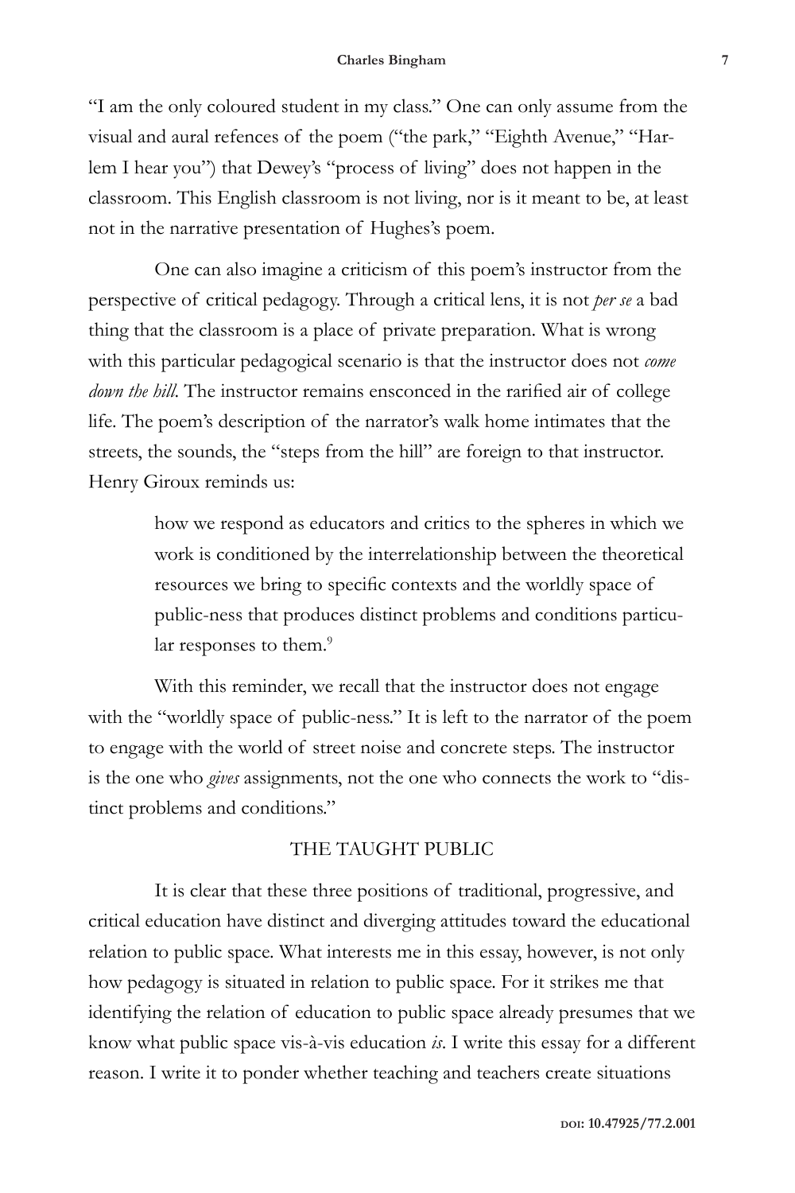"I am the only coloured student in my class." One can only assume from the visual and aural refences of the poem ("the park," "Eighth Avenue," "Harlem I hear you") that Dewey's "process of living" does not happen in the classroom. This English classroom is not living, nor is it meant to be, at least not in the narrative presentation of Hughes's poem.

One can also imagine a criticism of this poem's instructor from the perspective of critical pedagogy. Through a critical lens, it is not *per se* a bad thing that the classroom is a place of private preparation. What is wrong with this particular pedagogical scenario is that the instructor does not *come down the hill*. The instructor remains ensconced in the rarified air of college life. The poem's description of the narrator's walk home intimates that the streets, the sounds, the "steps from the hill" are foreign to that instructor. Henry Giroux reminds us:

> how we respond as educators and critics to the spheres in which we work is conditioned by the interrelationship between the theoretical resources we bring to specific contexts and the worldly space of public-ness that produces distinct problems and conditions particular responses to them.[9]

With this reminder, we recall that the instructor does not engage with the "worldly space of public-ness." It is left to the narrator of the poem to engage with the world of street noise and concrete steps. The instructor is the one who *gives* assignments, not the one who connects the work to "distinct problems and conditions."

## THE TAUGHT PUBLIC

It is clear that these three positions of traditional, progressive, and critical education have distinct and diverging attitudes toward the educational relation to public space. What interests me in this essay, however, is not only how pedagogy is situated in relation to public space. For it strikes me that identifying the relation of education to public space already presumes that we know what public space vis-à-vis education *is*. I write this essay for a different reason. I write it to ponder whether teaching and teachers create situations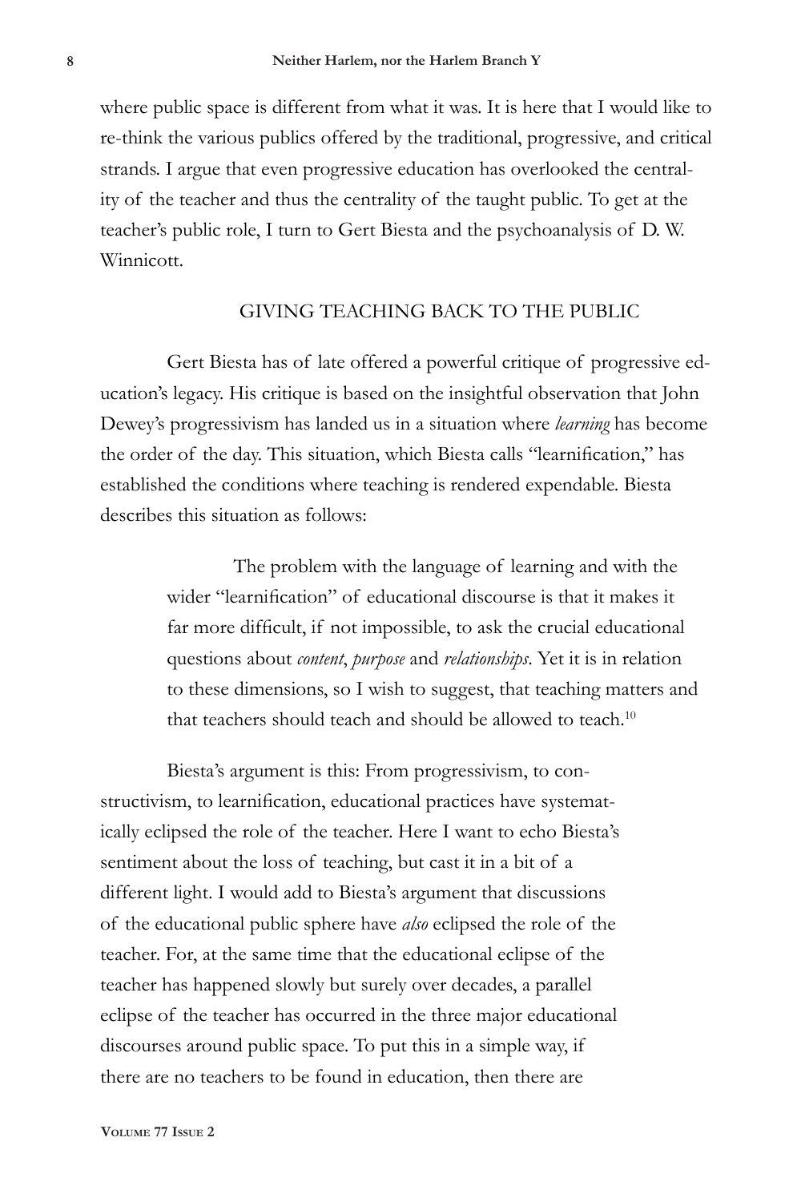where public space is different from what it was. It is here that I would like to re-think the various publics offered by the traditional, progressive, and critical strands. I argue that even progressive education has overlooked the centrality of the teacher and thus the centrality of the taught public. To get at the teacher's public role, I turn to Gert Biesta and the psychoanalysis of D. W. Winnicott.

## GIVING TEACHING BACK TO THE PUBLIC

Gert Biesta has of late offered a powerful critique of progressive education's legacy. His critique is based on the insightful observation that John Dewey's progressivism has landed us in a situation where *learning* has become the order of the day. This situation, which Biesta calls "learnification," has established the conditions where teaching is rendered expendable. Biesta describes this situation as follows:

> The problem with the language of learning and with the wider "learnification" of educational discourse is that it makes it far more difficult, if not impossible, to ask the crucial educational questions about *content*, *purpose* and *relationships*. Yet it is in relation to these dimensions, so I wish to suggest, that teaching matters and that teachers should teach and should be allowed to teach.[10]

Biesta's argument is this: From progressivism, to constructivism, to learnification, educational practices have systematically eclipsed the role of the teacher. Here I want to echo Biesta's sentiment about the loss of teaching, but cast it in a bit of a different light. I would add to Biesta's argument that discussions of the educational public sphere have *also* eclipsed the role of the teacher. For, at the same time that the educational eclipse of the teacher has happened slowly but surely over decades, a parallel eclipse of the teacher has occurred in the three major educational discourses around public space. To put this in a simple way, if there are no teachers to be found in education, then there are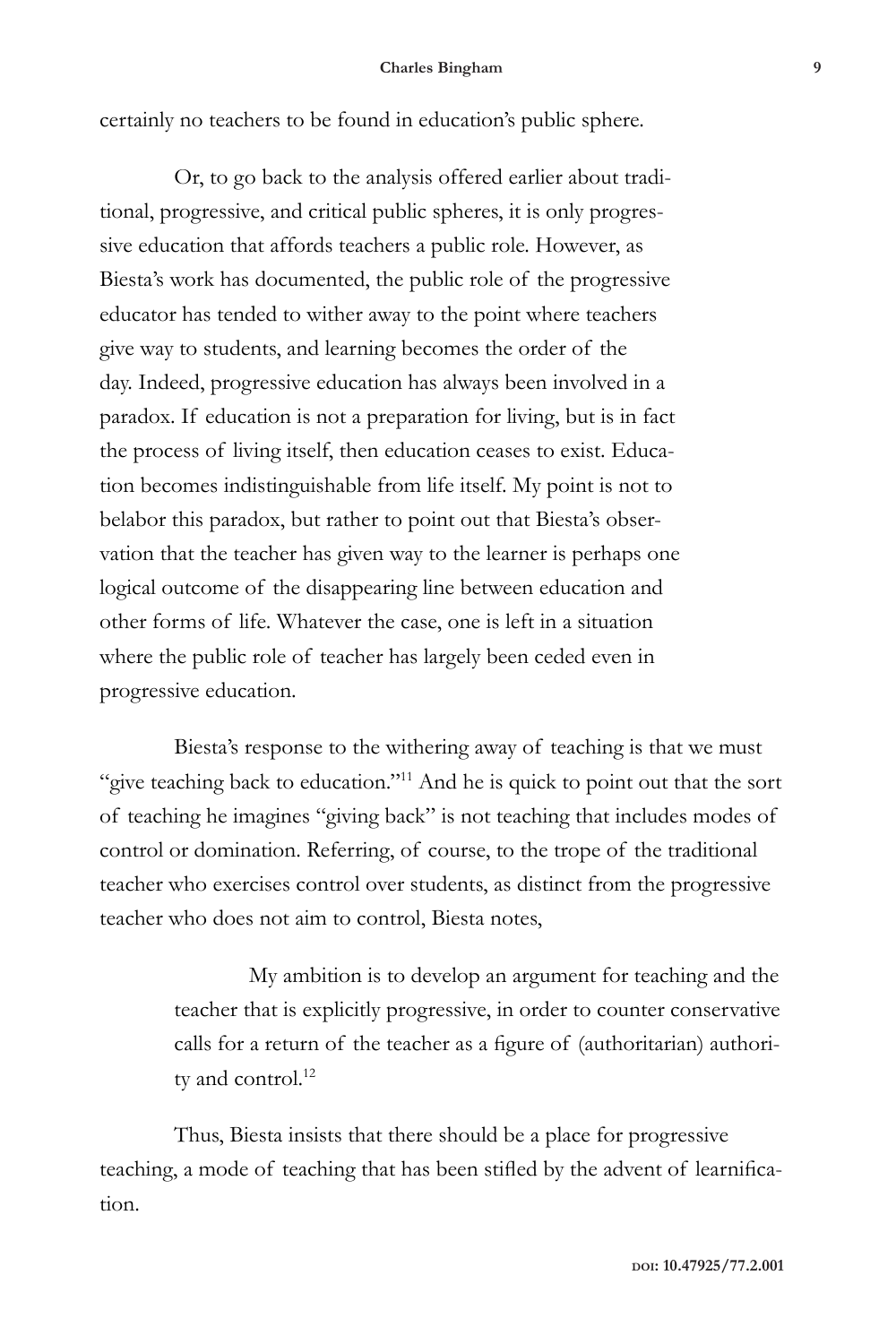certainly no teachers to be found in education's public sphere.

Or, to go back to the analysis offered earlier about traditional, progressive, and critical public spheres, it is only progressive education that affords teachers a public role. However, as Biesta's work has documented, the public role of the progressive educator has tended to wither away to the point where teachers give way to students, and learning becomes the order of the day. Indeed, progressive education has always been involved in a paradox. If education is not a preparation for living, but is in fact the process of living itself, then education ceases to exist. Education becomes indistinguishable from life itself. My point is not to belabor this paradox, but rather to point out that Biesta's observation that the teacher has given way to the learner is perhaps one logical outcome of the disappearing line between education and other forms of life. Whatever the case, one is left in a situation where the public role of teacher has largely been ceded even in progressive education.

Biesta's response to the withering away of teaching is that we must "give teaching back to education."[11] And he is quick to point out that the sort of teaching he imagines "giving back" is not teaching that includes modes of control or domination. Referring, of course, to the trope of the traditional teacher who exercises control over students, as distinct from the progressive teacher who does not aim to control, Biesta notes,

> My ambition is to develop an argument for teaching and the teacher that is explicitly progressive, in order to counter conservative calls for a return of the teacher as a figure of (authoritarian) authority and control.[12]

Thus, Biesta insists that there should be a place for progressive teaching, a mode of teaching that has been stifled by the advent of learnification.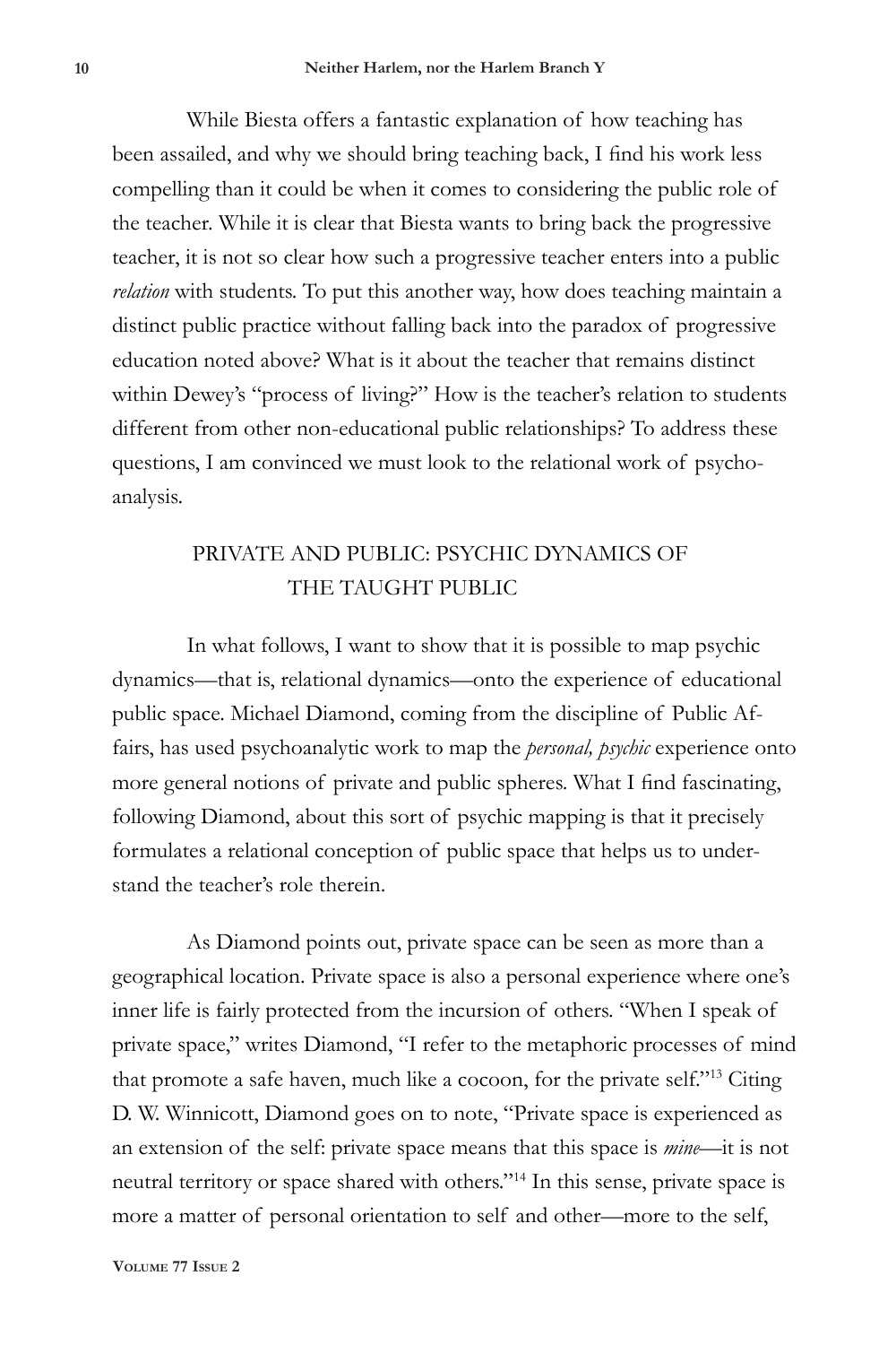While Biesta offers a fantastic explanation of how teaching has been assailed, and why we should bring teaching back, I find his work less compelling than it could be when it comes to considering the public role of the teacher. While it is clear that Biesta wants to bring back the progressive teacher, it is not so clear how such a progressive teacher enters into a public *relation* with students. To put this another way, how does teaching maintain a distinct public practice without falling back into the paradox of progressive education noted above? What is it about the teacher that remains distinct within Dewey's "process of living?" How is the teacher's relation to students different from other non-educational public relationships? To address these questions, I am convinced we must look to the relational work of psychoanalysis.

## PRIVATE AND PUBLIC: PSYCHIC DYNAMICS OF THE TAUGHT PUBLIC

In what follows, I want to show that it is possible to map psychic dynamics—that is, relational dynamics—onto the experience of educational public space. Michael Diamond, coming from the discipline of Public Affairs, has used psychoanalytic work to map the *personal, psychic* experience onto more general notions of private and public spheres. What I find fascinating, following Diamond, about this sort of psychic mapping is that it precisely formulates a relational conception of public space that helps us to understand the teacher's role therein.

As Diamond points out, private space can be seen as more than a geographical location. Private space is also a personal experience where one's inner life is fairly protected from the incursion of others. "When I speak of private space," writes Diamond, "I refer to the metaphoric processes of mind that promote a safe haven, much like a cocoon, for the private self."[13] Citing D. W. Winnicott, Diamond goes on to note, "Private space is experienced as an extension of the self: private space means that this space is *mine*—it is not neutral territory or space shared with others."[14] In this sense, private space is more a matter of personal orientation to self and other—more to the self,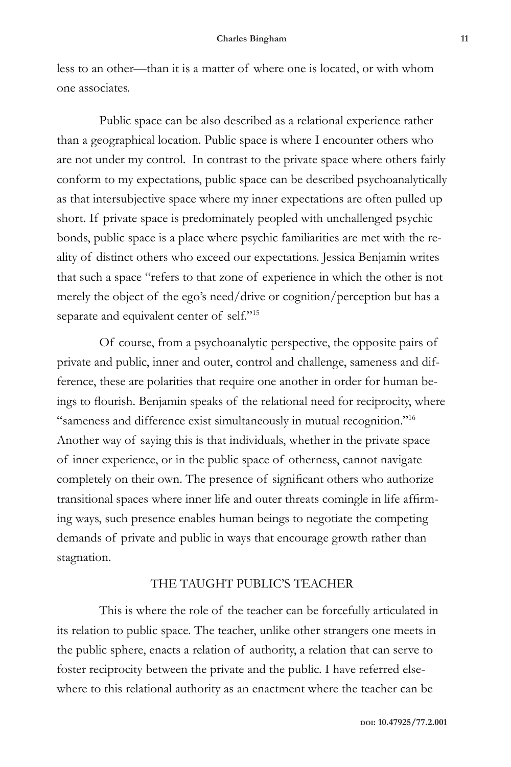less to an other—than it is a matter of where one is located, or with whom one associates.

Public space can be also described as a relational experience rather than a geographical location. Public space is where I encounter others who are not under my control. In contrast to the private space where others fairly conform to my expectations, public space can be described psychoanalytically as that intersubjective space where my inner expectations are often pulled up short. If private space is predominately peopled with unchallenged psychic bonds, public space is a place where psychic familiarities are met with the reality of distinct others who exceed our expectations. Jessica Benjamin writes that such a space "refers to that zone of experience in which the other is not merely the object of the ego's need/drive or cognition/perception but has a separate and equivalent center of self."[15]

Of course, from a psychoanalytic perspective, the opposite pairs of private and public, inner and outer, control and challenge, sameness and difference, these are polarities that require one another in order for human beings to flourish. Benjamin speaks of the relational need for reciprocity, where "sameness and difference exist simultaneously in mutual recognition."[16] Another way of saying this is that individuals, whether in the private space of inner experience, or in the public space of otherness, cannot navigate completely on their own. The presence of significant others who authorize transitional spaces where inner life and outer threats comingle in life affirming ways, such presence enables human beings to negotiate the competing demands of private and public in ways that encourage growth rather than stagnation.

## THE TAUGHT PUBLIC'S TEACHER

This is where the role of the teacher can be forcefully articulated in its relation to public space. The teacher, unlike other strangers one meets in the public sphere, enacts a relation of authority, a relation that can serve to foster reciprocity between the private and the public. I have referred elsewhere to this relational authority as an enactment where the teacher can be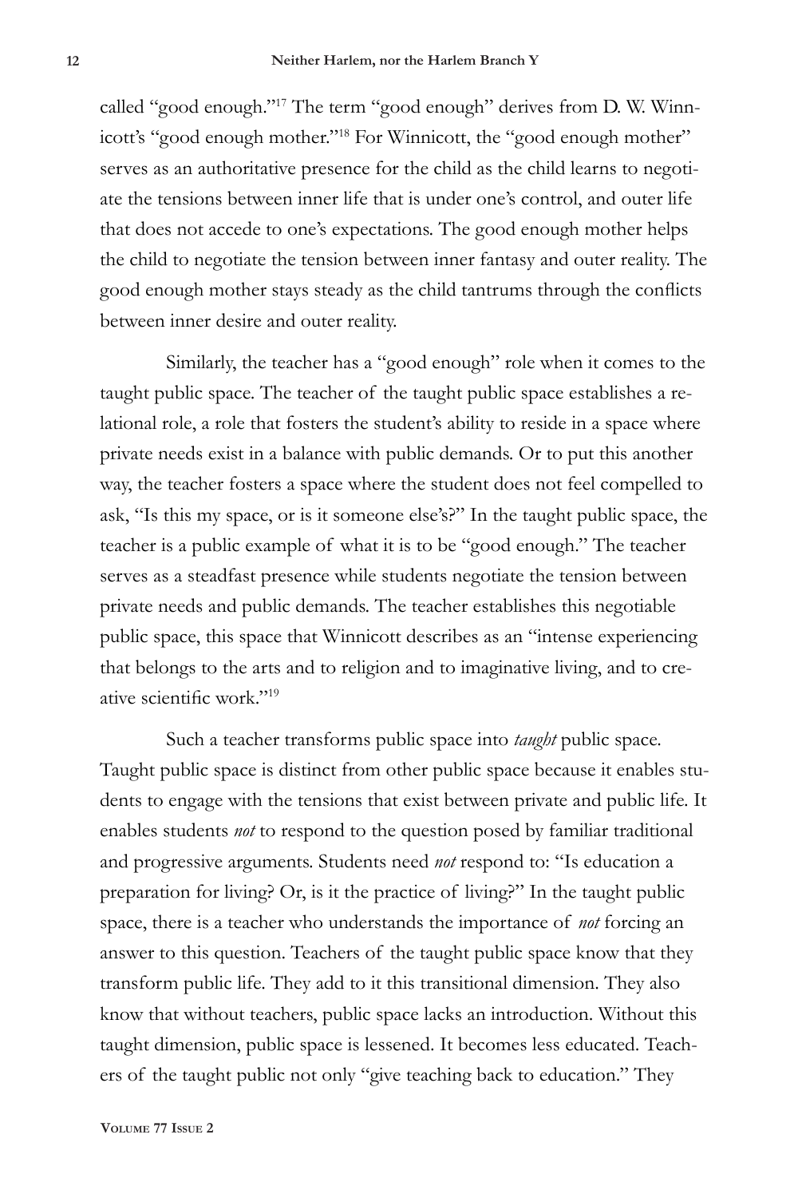called "good enough."[17] The term "good enough" derives from D. W. Winnicott's "good enough mother."[18] For Winnicott, the "good enough mother" serves as an authoritative presence for the child as the child learns to negotiate the tensions between inner life that is under one's control, and outer life that does not accede to one's expectations. The good enough mother helps the child to negotiate the tension between inner fantasy and outer reality. The good enough mother stays steady as the child tantrums through the conflicts between inner desire and outer reality.

Similarly, the teacher has a "good enough" role when it comes to the taught public space. The teacher of the taught public space establishes a relational role, a role that fosters the student's ability to reside in a space where private needs exist in a balance with public demands. Or to put this another way, the teacher fosters a space where the student does not feel compelled to ask, "Is this my space, or is it someone else's?" In the taught public space, the teacher is a public example of what it is to be "good enough." The teacher serves as a steadfast presence while students negotiate the tension between private needs and public demands. The teacher establishes this negotiable public space, this space that Winnicott describes as an "intense experiencing that belongs to the arts and to religion and to imaginative living, and to creative scientific work."[19]

Such a teacher transforms public space into *taught* public space. Taught public space is distinct from other public space because it enables students to engage with the tensions that exist between private and public life. It enables students *not* to respond to the question posed by familiar traditional and progressive arguments. Students need *not* respond to: "Is education a preparation for living? Or, is it the practice of living?" In the taught public space, there is a teacher who understands the importance of *not* forcing an answer to this question. Teachers of the taught public space know that they transform public life. They add to it this transitional dimension. They also know that without teachers, public space lacks an introduction. Without this taught dimension, public space is lessened. It becomes less educated. Teachers of the taught public not only "give teaching back to education." They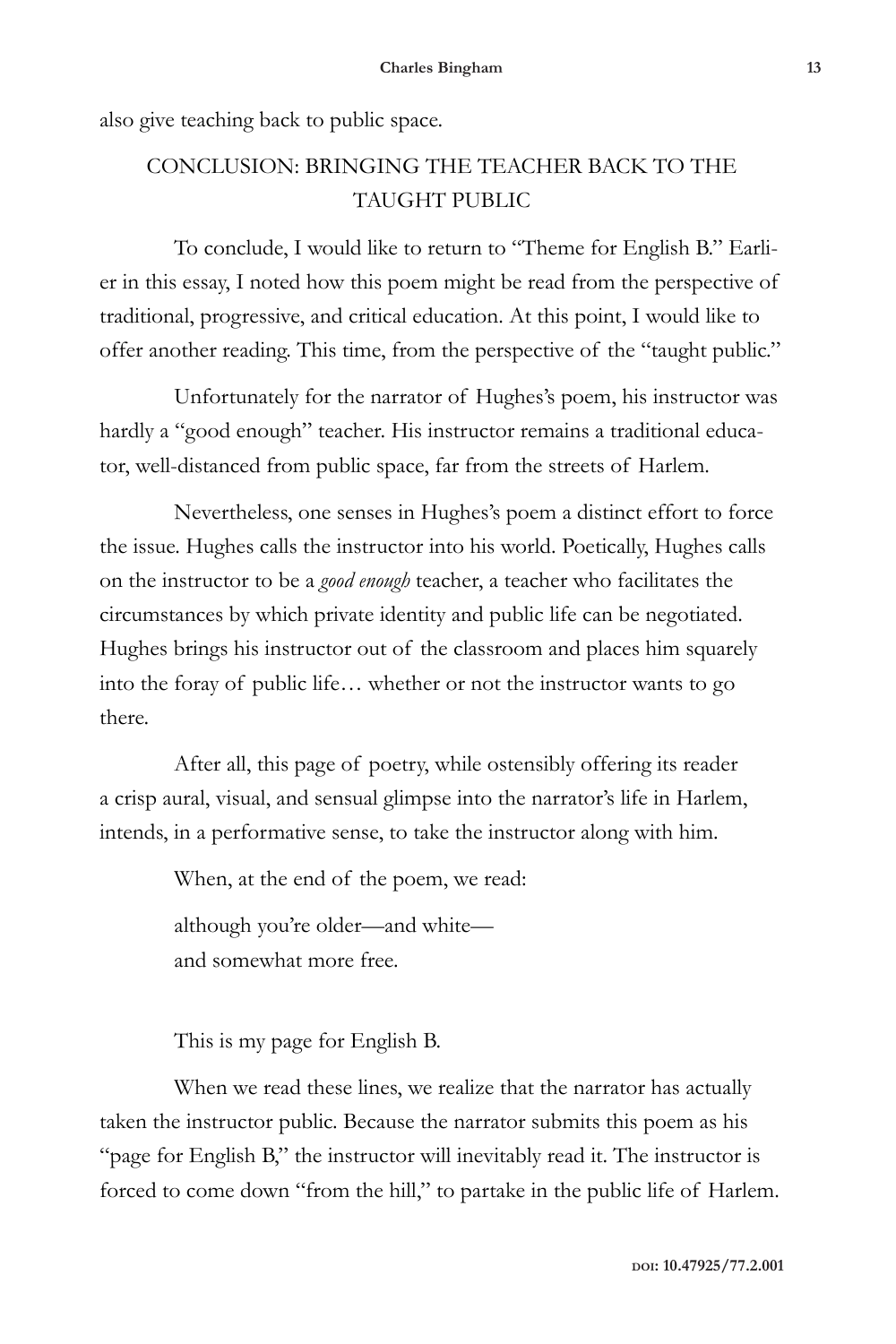also give teaching back to public space.

## CONCLUSION: BRINGING THE TEACHER BACK TO THE TAUGHT PUBLIC

To conclude, I would like to return to "Theme for English B." Earlier in this essay, I noted how this poem might be read from the perspective of traditional, progressive, and critical education. At this point, I would like to offer another reading. This time, from the perspective of the "taught public."

Unfortunately for the narrator of Hughes's poem, his instructor was hardly a "good enough" teacher. His instructor remains a traditional educator, well-distanced from public space, far from the streets of Harlem.

Nevertheless, one senses in Hughes's poem a distinct effort to force the issue. Hughes calls the instructor into his world. Poetically, Hughes calls on the instructor to be a *good enough* teacher, a teacher who facilitates the circumstances by which private identity and public life can be negotiated. Hughes brings his instructor out of the classroom and places him squarely into the foray of public life… whether or not the instructor wants to go there.

After all, this page of poetry, while ostensibly offering its reader a crisp aural, visual, and sensual glimpse into the narrator's life in Harlem, intends, in a performative sense, to take the instructor along with him.

When, at the end of the poem, we read:

> although you're older—and white—
> and somewhat more free.
>
> This is my page for English B.

When we read these lines, we realize that the narrator has actually taken the instructor public. Because the narrator submits this poem as his "page for English B," the instructor will inevitably read it. The instructor is forced to come down "from the hill," to partake in the public life of Harlem.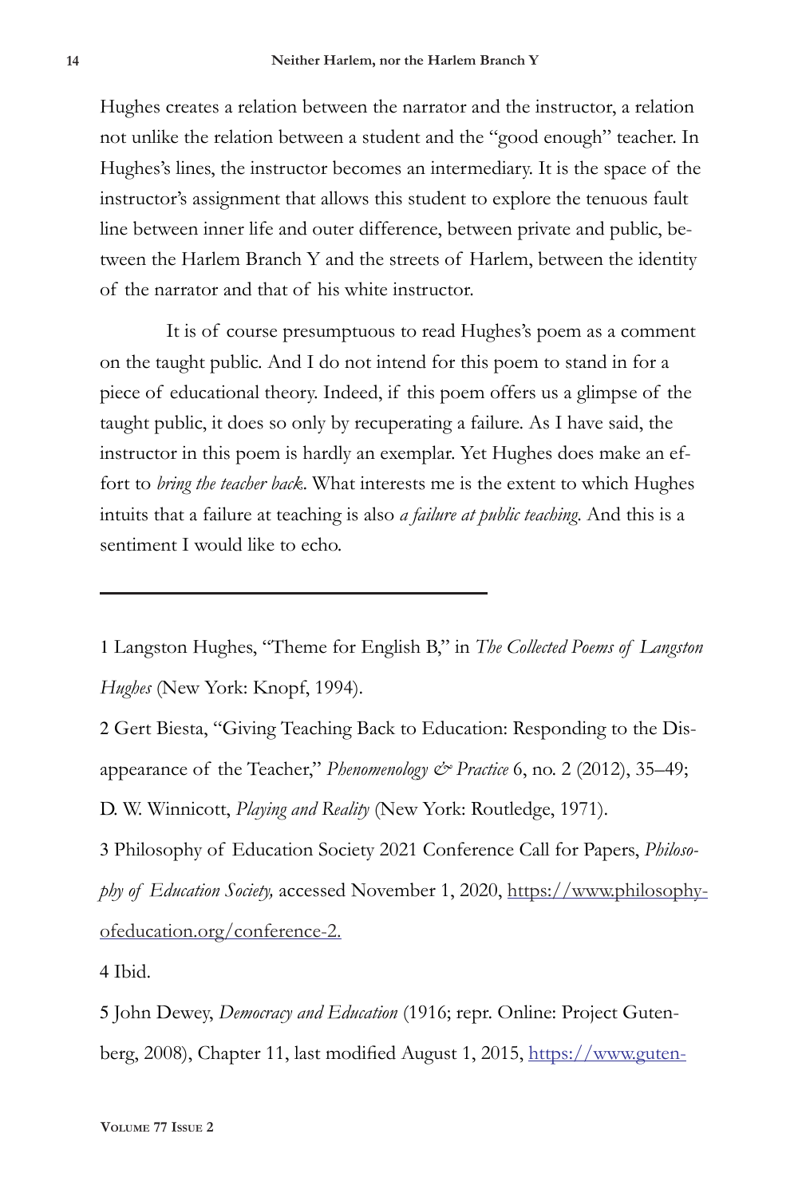Hughes creates a relation between the narrator and the instructor, a relation not unlike the relation between a student and the "good enough" teacher. In Hughes's lines, the instructor becomes an intermediary. It is the space of the instructor's assignment that allows this student to explore the tenuous fault line between inner life and outer difference, between private and public, between the Harlem Branch Y and the streets of Harlem, between the identity of the narrator and that of his white instructor.

It is of course presumptuous to read Hughes's poem as a comment on the taught public. And I do not intend for this poem to stand in for a piece of educational theory. Indeed, if this poem offers us a glimpse of the taught public, it does so only by recuperating a failure. As I have said, the instructor in this poem is hardly an exemplar. Yet Hughes does make an effort to *bring the teacher back*. What interests me is the extent to which Hughes intuits that a failure at teaching is also *a failure at public teaching*. And this is a sentiment I would like to echo.

---

1 Langston Hughes, "Theme for English B," in *The Collected Poems of Langston Hughes* (New York: Knopf, 1994).

2 Gert Biesta, "Giving Teaching Back to Education: Responding to the Disappearance of the Teacher," *Phenomenology & Practice* 6, no. 2 (2012), 35–49; D. W. Winnicott, *Playing and Reality* (New York: Routledge, 1971).

3 Philosophy of Education Society 2021 Conference Call for Papers, *Philosophy of Education Society,* accessed November 1, 2020, https://www.philosophyofeducation.org/conference-2.

4 Ibid.

5 John Dewey, *Democracy and Education* (1916; repr. Online: Project Gutenberg, 2008), Chapter 11, last modified August 1, 2015, https://www.guten-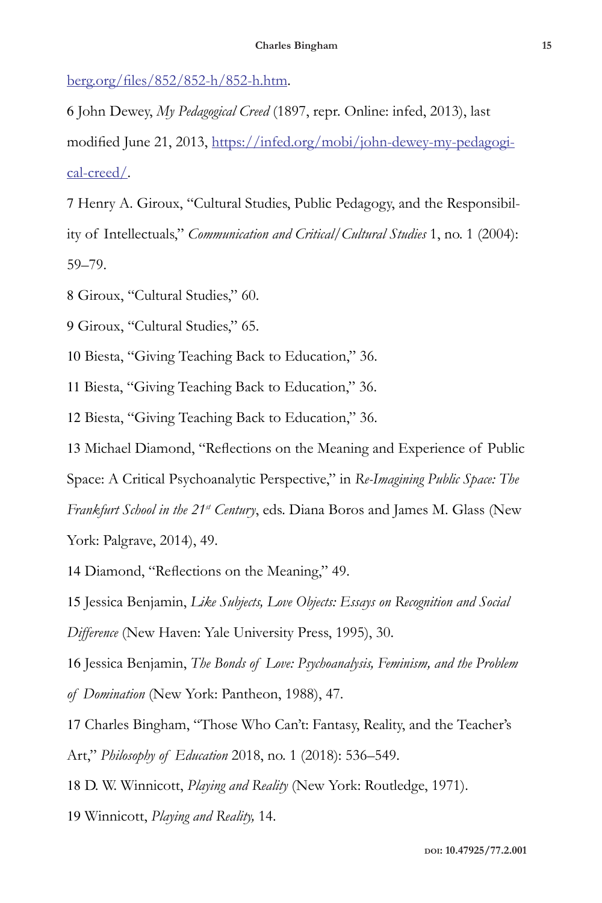berg.org/files/852/852-h/852-h.htm.

6 John Dewey, *My Pedagogical Creed* (1897, repr. Online: infed, 2013), last modified June 21, 2013, https://infed.org/mobi/john-dewey-my-pedagogical-creed/.

7 Henry A. Giroux, "Cultural Studies, Public Pedagogy, and the Responsibility of Intellectuals," *Communication and Critical/Cultural Studies* 1, no. 1 (2004): 59–79.

8 Giroux, "Cultural Studies," 60.

9 Giroux, "Cultural Studies," 65.

10 Biesta, "Giving Teaching Back to Education," 36.

11 Biesta, "Giving Teaching Back to Education," 36.

12 Biesta, "Giving Teaching Back to Education," 36.

13 Michael Diamond, "Reflections on the Meaning and Experience of Public Space: A Critical Psychoanalytic Perspective," in *Re-Imagining Public Space: The Frankfurt School in the 21st Century*, eds. Diana Boros and James M. Glass (New York: Palgrave, 2014), 49.

14 Diamond, "Reflections on the Meaning," 49.

15 Jessica Benjamin, *Like Subjects, Love Objects: Essays on Recognition and Social Difference* (New Haven: Yale University Press, 1995), 30.

16 Jessica Benjamin, *The Bonds of Love: Psychoanalysis, Feminism, and the Problem of Domination* (New York: Pantheon, 1988), 47.

17 Charles Bingham, "Those Who Can't: Fantasy, Reality, and the Teacher's Art," *Philosophy of Education* 2018, no. 1 (2018): 536–549.

18 D. W. Winnicott, *Playing and Reality* (New York: Routledge, 1971).

19 Winnicott, *Playing and Reality,* 14.